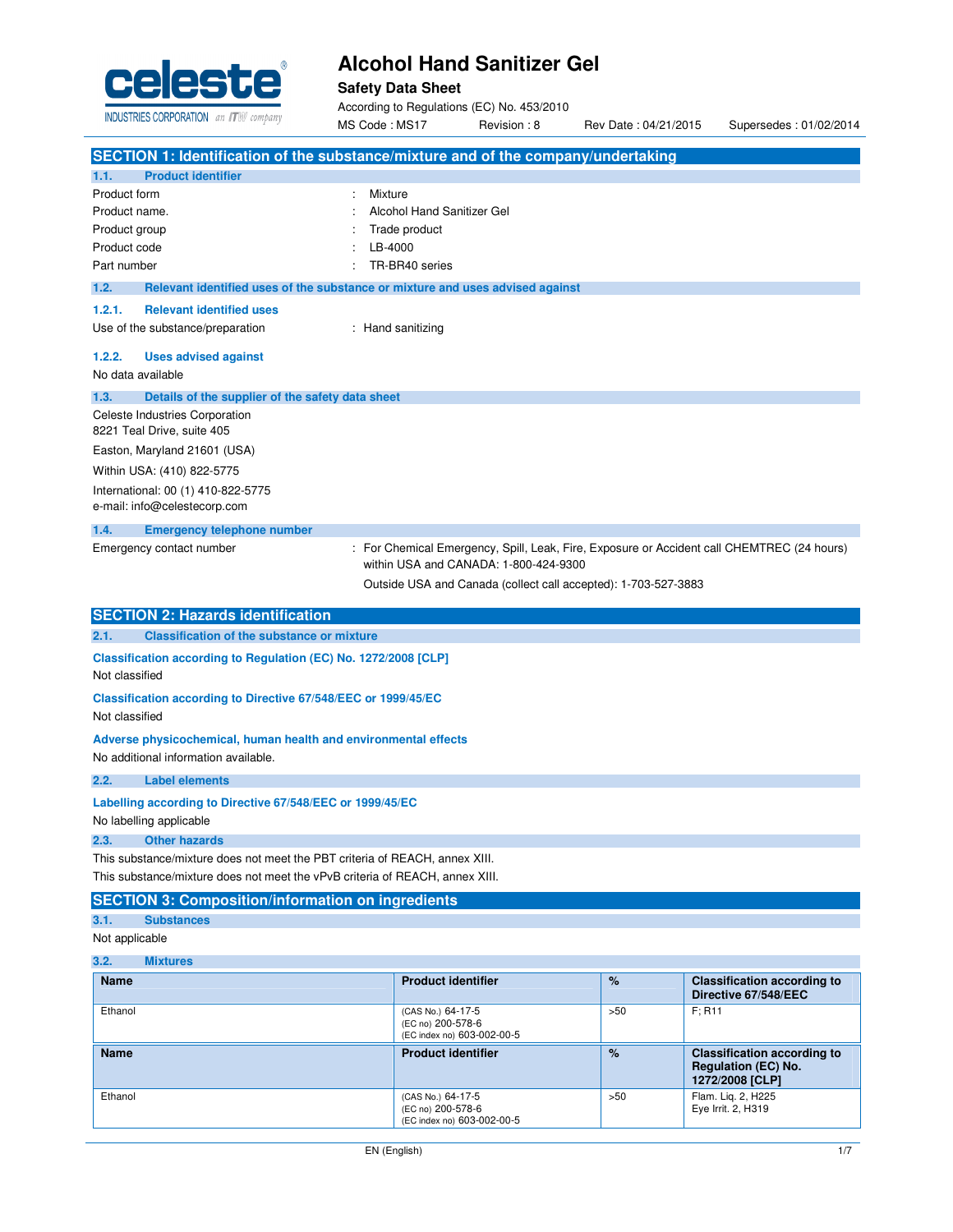# Alcohol Hand Sanitizer Gel

## Safety Data Sheet

According to Regulations (EC) No. 453/2010

MS Code : MS17 | Revision : 8 | Rev Date : 04/21/2015 | Supersedes : 01/02/2014

## SECTION 1: Identification of the substance/mixture and of the company/undertaking

### 1.1. Product identifier

Product form : Mixture

Product name. : Alcohol Hand Sanitizer Gel

Product group : Trade product

Product code : LB-4000

Part number : TR-BR40 series

### 1.2. Relevant identified uses of the substance or mixture and uses advised against

#### 1.2.1. Relevant identified uses

Use of the substance/preparation : Hand sanitizing

#### 1.2.2. Uses advised against

No data available

### 1.3. Details of the supplier of the safety data sheet

Celeste Industries Corporation
8221 Teal Drive, suite 405

Easton, Maryland 21601 (USA)

Within USA: (410) 822-5775

International: 00 (1) 410-822-5775
e-mail: info@celestecorp.com

### 1.4. Emergency telephone number

Emergency contact number : For Chemical Emergency, Spill, Leak, Fire, Exposure or Accident call CHEMTREC (24 hours) within USA and CANADA: 1-800-424-9300

Outside USA and Canada (collect call accepted): 1-703-527-3883

## SECTION 2: Hazards identification

### 2.1. Classification of the substance or mixture

**Classification according to Regulation (EC) No. 1272/2008 [CLP]**

Not classified

**Classification according to Directive 67/548/EEC or 1999/45/EC**

Not classified

**Adverse physicochemical, human health and environmental effects**

No additional information available.

### 2.2. Label elements

**Labelling according to Directive 67/548/EEC or 1999/45/EC**

No labelling applicable

### 2.3. Other hazards

This substance/mixture does not meet the PBT criteria of REACH, annex XIII.

This substance/mixture does not meet the vPvB criteria of REACH, annex XIII.

## SECTION 3: Composition/information on ingredients

### 3.1. Substances

Not applicable

### 3.2. Mixtures

| Name | Product identifier | % | Classification according to Directive 67/548/EEC |
|---|---|---|---|
| Ethanol | (CAS No.) 64-17-5<br>(EC no) 200-578-6<br>(EC index no) 603-002-00-5 | >50 | F; R11 |

| Name | Product identifier | % | Classification according to Regulation (EC) No. 1272/2008 [CLP] |
|---|---|---|---|
| Ethanol | (CAS No.) 64-17-5<br>(EC no) 200-578-6<br>(EC index no) 603-002-00-5 | >50 | Flam. Liq. 2, H225<br>Eye Irrit. 2, H319 |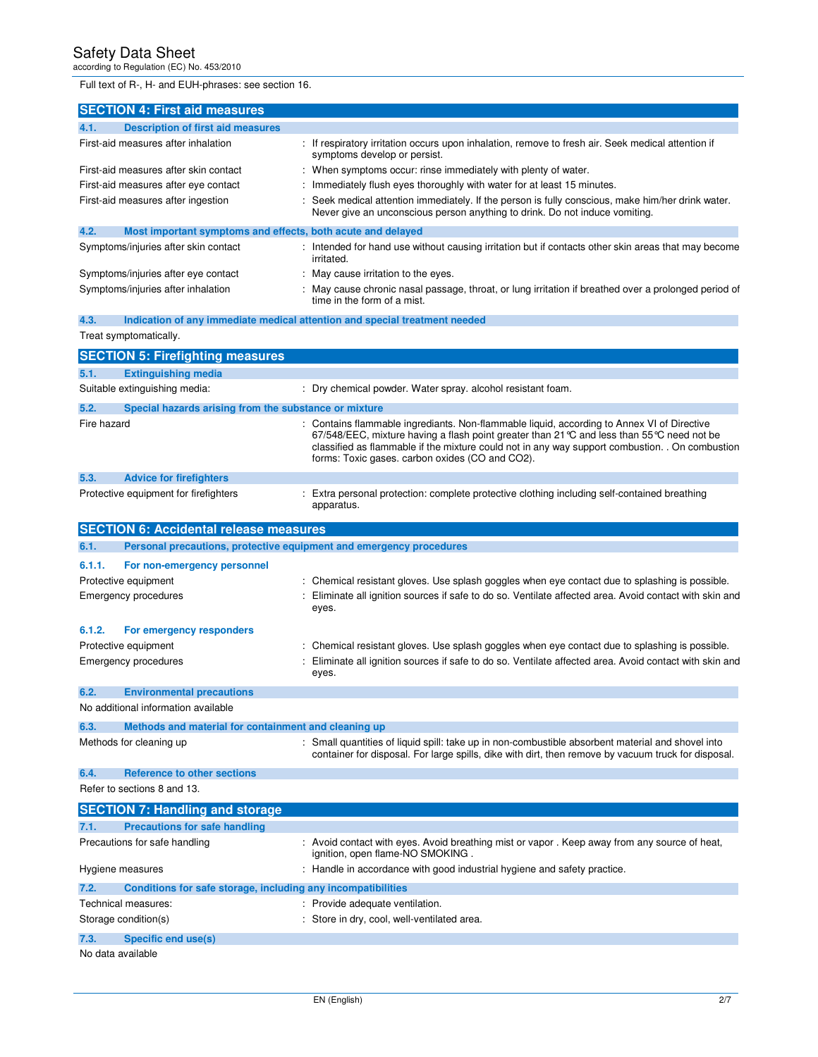Full text of R-, H- and EUH-phrases: see section 16.

## SECTION 4: First aid measures

### 4.1. Description of first aid measures

| | |
|---|---|
| First-aid measures after inhalation | : If respiratory irritation occurs upon inhalation, remove to fresh air. Seek medical attention if symptoms develop or persist. |
| First-aid measures after skin contact | : When symptoms occur: rinse immediately with plenty of water. |
| First-aid measures after eye contact | : Immediately flush eyes thoroughly with water for at least 15 minutes. |
| First-aid measures after ingestion | : Seek medical attention immediately. If the person is fully conscious, make him/her drink water. Never give an unconscious person anything to drink. Do not induce vomiting. |

### 4.2. Most important symptoms and effects, both acute and delayed

| | |
|---|---|
| Symptoms/injuries after skin contact | : Intended for hand use without causing irritation but if contacts other skin areas that may become irritated. |
| Symptoms/injuries after eye contact | : May cause irritation to the eyes. |
| Symptoms/injuries after inhalation | : May cause chronic nasal passage, throat, or lung irritation if breathed over a prolonged period of time in the form of a mist. |

### 4.3. Indication of any immediate medical attention and special treatment needed

Treat symptomatically.

## SECTION 5: Firefighting measures

### 5.1. Extinguishing media

| | |
|---|---|
| Suitable extinguishing media: | : Dry chemical powder. Water spray. alcohol resistant foam. |

### 5.2. Special hazards arising from the substance or mixture

| | |
|---|---|
| Fire hazard | : Contains flammable ingrediants. Non-flammable liquid, according to Annex VI of Directive 67/548/EEC, mixture having a flash point greater than 21°C and less than 55°C need not be classified as flammable if the mixture could not in any way support combustion. . On combustion forms: Toxic gases. carbon oxides (CO and $CO_2$). |

### 5.3. Advice for firefighters

| | |
|---|---|
| Protective equipment for firefighters | : Extra personal protection: complete protective clothing including self-contained breathing apparatus. |

## SECTION 6: Accidental release measures

### 6.1. Personal precautions, protective equipment and emergency procedures

#### 6.1.1. For non-emergency personnel

| | |
|---|---|
| Protective equipment | : Chemical resistant gloves. Use splash goggles when eye contact due to splashing is possible. |
| Emergency procedures | : Eliminate all ignition sources if safe to do so. Ventilate affected area. Avoid contact with skin and eyes. |

#### 6.1.2. For emergency responders

| | |
|---|---|
| Protective equipment | : Chemical resistant gloves. Use splash goggles when eye contact due to splashing is possible. |
| Emergency procedures | : Eliminate all ignition sources if safe to do so. Ventilate affected area. Avoid contact with skin and eyes. |

### 6.2. Environmental precautions

No additional information available

### 6.3. Methods and material for containment and cleaning up

| | |
|---|---|
| Methods for cleaning up | : Small quantities of liquid spill: take up in non-combustible absorbent material and shovel into container for disposal. For large spills, dike with dirt, then remove by vacuum truck for disposal. |

### 6.4. Reference to other sections

Refer to sections 8 and 13.

## SECTION 7: Handling and storage

### 7.1. Precautions for safe handling

| | |
|---|---|
| Precautions for safe handling | : Avoid contact with eyes. Avoid breathing mist or vapor . Keep away from any source of heat, ignition, open flame-NO SMOKING . |
| Hygiene measures | : Handle in accordance with good industrial hygiene and safety practice. |

### 7.2. Conditions for safe storage, including any incompatibilities

| | |
|---|---|
| Technical measures: | : Provide adequate ventilation. |
| Storage condition(s) | : Store in dry, cool, well-ventilated area. |

### 7.3. Specific end use(s)

No data available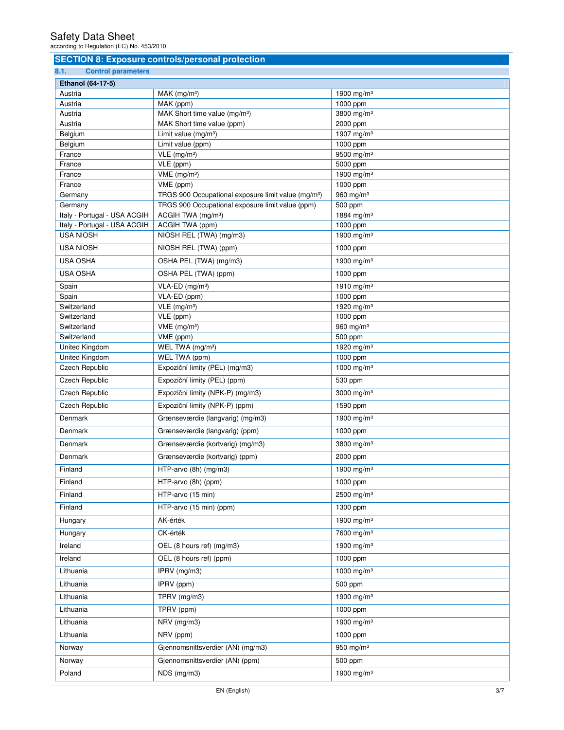## SECTION 8: Exposure controls/personal protection

### 8.1. Control parameters

| Ethanol (64-17-5) | | |
|---|---|---|
| Austria | MAK (mg/m³) | 1900 mg/m³ |
| Austria | MAK (ppm) | 1000 ppm |
| Austria | MAK Short time value (mg/m³) | 3800 mg/m³ |
| Austria | MAK Short time value (ppm) | 2000 ppm |
| Belgium | Limit value (mg/m³) | 1907 mg/m³ |
| Belgium | Limit value (ppm) | 1000 ppm |
| France | VLE (mg/m³) | 9500 mg/m³ |
| France | VLE (ppm) | 5000 ppm |
| France | VME (mg/m³) | 1900 mg/m³ |
| France | VME (ppm) | 1000 ppm |
| Germany | TRGS 900 Occupational exposure limit value (mg/m³) | 960 mg/m³ |
| Germany | TRGS 900 Occupational exposure limit value (ppm) | 500 ppm |
| Italy - Portugal - USA ACGIH | ACGIH TWA (mg/m³) | 1884 mg/m³ |
| Italy - Portugal - USA ACGIH | ACGIH TWA (ppm) | 1000 ppm |
| USA NIOSH | NIOSH REL (TWA) (mg/m3) | 1900 mg/m³ |
| USA NIOSH | NIOSH REL (TWA) (ppm) | 1000 ppm |
| USA OSHA | OSHA PEL (TWA) (mg/m3) | 1900 mg/m³ |
| USA OSHA | OSHA PEL (TWA) (ppm) | 1000 ppm |
| Spain | VLA-ED (mg/m³) | 1910 mg/m³ |
| Spain | VLA-ED (ppm) | 1000 ppm |
| Switzerland | VLE (mg/m³) | 1920 mg/m³ |
| Switzerland | VLE (ppm) | 1000 ppm |
| Switzerland | VME (mg/m³) | 960 mg/m³ |
| Switzerland | VME (ppm) | 500 ppm |
| United Kingdom | WEL TWA (mg/m³) | 1920 mg/m³ |
| United Kingdom | WEL TWA (ppm) | 1000 ppm |
| Czech Republic | Expoziční limity (PEL) (mg/m3) | 1000 mg/m³ |
| Czech Republic | Expoziční limity (PEL) (ppm) | 530 ppm |
| Czech Republic | Expoziční limity (NPK-P) (mg/m3) | 3000 mg/m³ |
| Czech Republic | Expoziční limity (NPK-P) (ppm) | 1590 ppm |
| Denmark | Grænseværdie (langvarig) (mg/m3) | 1900 mg/m³ |
| Denmark | Grænseværdie (langvarig) (ppm) | 1000 ppm |
| Denmark | Grænseværdie (kortvarig) (mg/m3) | 3800 mg/m³ |
| Denmark | Grænseværdie (kortvarig) (ppm) | 2000 ppm |
| Finland | HTP-arvo (8h) (mg/m3) | 1900 mg/m³ |
| Finland | HTP-arvo (8h) (ppm) | 1000 ppm |
| Finland | HTP-arvo (15 min) | 2500 mg/m³ |
| Finland | HTP-arvo (15 min) (ppm) | 1300 ppm |
| Hungary | AK-érték | 1900 mg/m³ |
| Hungary | CK-érték | 7600 mg/m³ |
| Ireland | OEL (8 hours ref) (mg/m3) | 1900 mg/m³ |
| Ireland | OEL (8 hours ref) (ppm) | 1000 ppm |
| Lithuania | IPRV (mg/m3) | 1000 mg/m³ |
| Lithuania | IPRV (ppm) | 500 ppm |
| Lithuania | TPRV (mg/m3) | 1900 mg/m³ |
| Lithuania | TPRV (ppm) | 1000 ppm |
| Lithuania | NRV (mg/m3) | 1900 mg/m³ |
| Lithuania | NRV (ppm) | 1000 ppm |
| Norway | Gjennomsnittsverdier (AN) (mg/m3) | 950 mg/m³ |
| Norway | Gjennomsnittsverdier (AN) (ppm) | 500 ppm |
| Poland | NDS (mg/m3) | 1900 mg/m³ |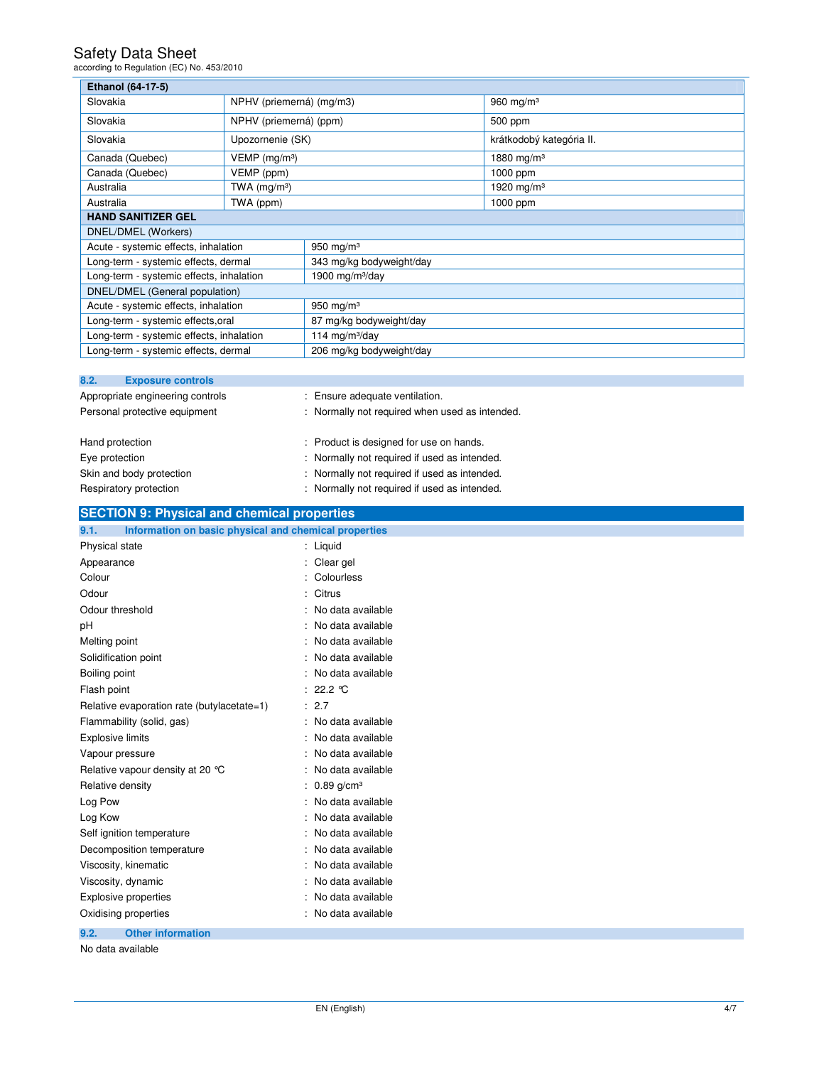| Ethanol (64-17-5) | | |
|---|---|---|
| Slovakia | NPHV (priemerná) (mg/m3) | 960 mg/m³ |
| Slovakia | NPHV (priemerná) (ppm) | 500 ppm |
| Slovakia | Upozornenie (SK) | krátkodobý kategória II. |
| Canada (Quebec) | VEMP (mg/m³) | 1880 mg/m³ |
| Canada (Quebec) | VEMP (ppm) | 1000 ppm |
| Australia | TWA (mg/m³) | 1920 mg/m³ |
| Australia | TWA (ppm) | 1000 ppm |

| HAND SANITIZER GEL | |
|---|---|
| **DNEL/DMEL (Workers)** | |
| Acute - systemic effects, inhalation | 950 mg/m³ |
| Long-term - systemic effects, dermal | 343 mg/kg bodyweight/day |
| Long-term - systemic effects, inhalation | 1900 mg/m³/day |
| **DNEL/DMEL (General population)** | |
| Acute - systemic effects, inhalation | 950 mg/m³ |
| Long-term - systemic effects,oral | 87 mg/kg bodyweight/day |
| Long-term - systemic effects, inhalation | 114 mg/m³/day |
| Long-term - systemic effects, dermal | 206 mg/kg bodyweight/day |

### 8.2. Exposure controls

Appropriate engineering controls : Ensure adequate ventilation.

Personal protective equipment : Normally not required when used as intended.

Hand protection : Product is designed for use on hands.

Eye protection : Normally not required if used as intended.

Skin and body protection : Normally not required if used as intended.

Respiratory protection : Normally not required if used as intended.

## SECTION 9: Physical and chemical properties

### 9.1. Information on basic physical and chemical properties

Physical state : Liquid

Appearance : Clear gel

Colour : Colourless

Odour : Citrus

Odour threshold : No data available

pH : No data available

Melting point : No data available

Solidification point : No data available

Boiling point : No data available

Flash point : 22.2 °C

Relative evaporation rate (butylacetate=1) : 2.7

Flammability (solid, gas) : No data available

Explosive limits : No data available

Vapour pressure : No data available

Relative vapour density at 20 °C : No data available

Relative density : 0.89 g/cm³

Log Pow : No data available

Log Kow : No data available

Self ignition temperature : No data available

Decomposition temperature : No data available

Viscosity, kinematic : No data available

Viscosity, dynamic : No data available

Explosive properties : No data available

Oxidising properties : No data available

### 9.2. Other information

No data available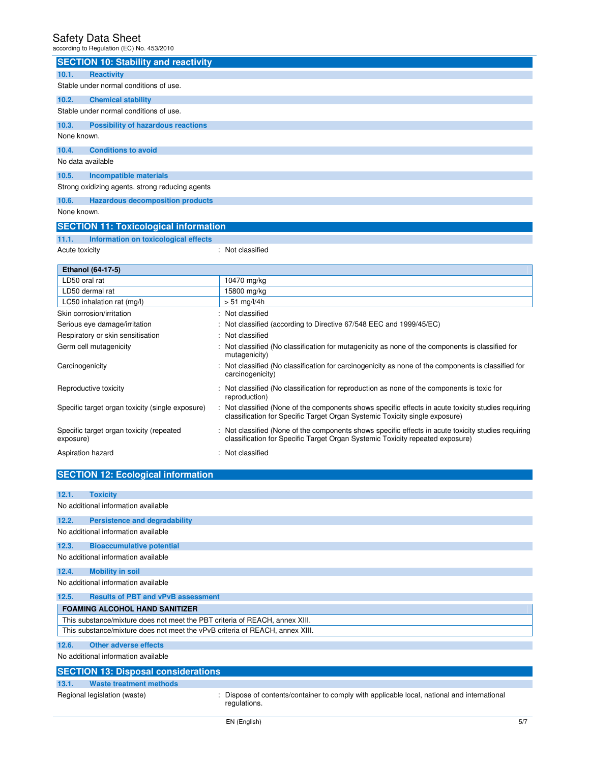## SECTION 10: Stability and reactivity

### 10.1. Reactivity

Stable under normal conditions of use.

### 10.2. Chemical stability

Stable under normal conditions of use.

### 10.3. Possibility of hazardous reactions

None known.

### 10.4. Conditions to avoid

No data available

### 10.5. Incompatible materials

Strong oxidizing agents, strong reducing agents

### 10.6. Hazardous decomposition products

None known.

## SECTION 11: Toxicological information

### 11.1. Information on toxicological effects

Acute toxicity : Not classified

| Ethanol (64-17-5) | |
|---|---|
| LD50 oral rat | 10470 mg/kg |
| LD50 dermal rat | 15800 mg/kg |
| LC50 inhalation rat (mg/l) | > 51 mg/l/4h |

| | |
|---|---|
| Skin corrosion/irritation | : Not classified |
| Serious eye damage/irritation | : Not classified (according to Directive 67/548 EEC and 1999/45/EC) |
| Respiratory or skin sensitisation | : Not classified |
| Germ cell mutagenicity | : Not classified (No classification for mutagenicity as none of the components is classified for mutagenicity) |
| Carcinogenicity | : Not classified (No classification for carcinogenicity as none of the components is classified for carcinogenicity) |
| Reproductive toxicity | : Not classified (No classification for reproduction as none of the components is toxic for reproduction) |
| Specific target organ toxicity (single exposure) | : Not classified (None of the components shows specific effects in acute toxicity studies requiring classification for Specific Target Organ Systemic Toxicity single exposure) |
| Specific target organ toxicity (repeated exposure) | : Not classified (None of the components shows specific effects in acute toxicity studies requiring classification for Specific Target Organ Systemic Toxicity repeated exposure) |
| Aspiration hazard | : Not classified |

## SECTION 12: Ecological information

### 12.1. Toxicity

No additional information available

### 12.2. Persistence and degradability

No additional information available

### 12.3. Bioaccumulative potential

No additional information available

### 12.4. Mobility in soil

No additional information available

### 12.5. Results of PBT and vPvB assessment

| FOAMING ALCOHOL HAND SANITIZER |
|---|
| This substance/mixture does not meet the PBT criteria of REACH, annex XIII. |
| This substance/mixture does not meet the vPvB criteria of REACH, annex XIII. |

### 12.6. Other adverse effects

No additional information available

## SECTION 13: Disposal considerations

### 13.1. Waste treatment methods

Regional legislation (waste) : Dispose of contents/container to comply with applicable local, national and international regulations.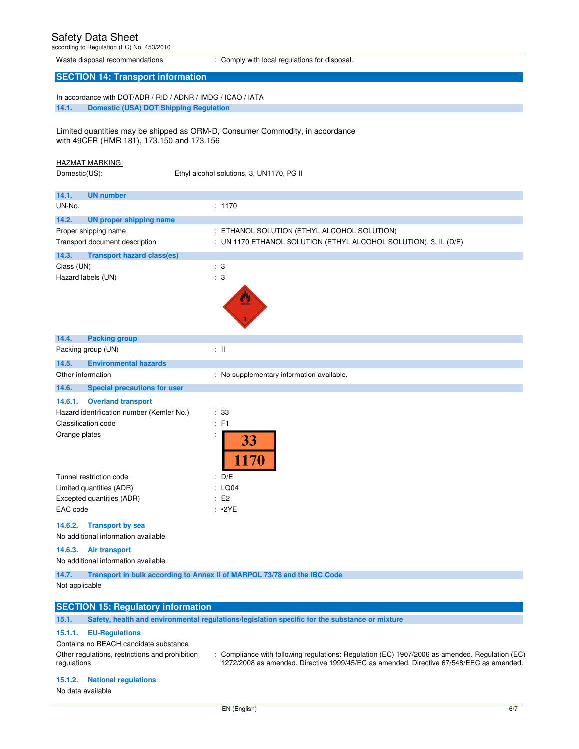Waste disposal recommendations : Comply with local regulations for disposal.

## SECTION 14: Transport information

In accordance with DOT/ADR / RID / ADNR / IMDG / ICAO / IATA

### 14.1. Domestic (USA) DOT Shipping Regulation

Limited quantities may be shipped as ORM-D, Consumer Commodity, in accordance with 49CFR (HMR 181), 173.150 and 173.156

HAZMAT MARKING:

Domestic(US): Ethyl alcohol solutions, 3, UN1170, PG II

### 14.1. UN number

UN-No. : 1170

### 14.2. UN proper shipping name

Proper shipping name : ETHANOL SOLUTION (ETHYL ALCOHOL SOLUTION)

Transport document description : UN 1170 ETHANOL SOLUTION (ETHYL ALCOHOL SOLUTION), 3, II, (D/E)

### 14.3. Transport hazard class(es)

Class (UN) : 3

Hazard labels (UN) : 3

### 14.4. Packing group

Packing group (UN) : II

### 14.5. Environmental hazards

Other information : No supplementary information available.

### 14.6. Special precautions for user

#### 14.6.1. Overland transport

Hazard identification number (Kemler No.) : 33

Classification code : F1

Orange plates :

33
1170

Tunnel restriction code : D/E

Limited quantities (ADR) : LQ04

Excepted quantities (ADR) : E2

EAC code : •2YE

#### 14.6.2. Transport by sea

No additional information available

#### 14.6.3. Air transport

No additional information available

### 14.7. Transport in bulk according to Annex II of MARPOL 73/78 and the IBC Code

Not applicable

## SECTION 15: Regulatory information

### 15.1. Safety, health and environmental regulations/legislation specific for the substance or mixture

#### 15.1.1. EU-Regulations

Contains no REACH candidate substance

Other regulations, restrictions and prohibition regulations : Compliance with following regulations: Regulation (EC) 1907/2006 as amended. Regulation (EC) 1272/2008 as amended. Directive 1999/45/EC as amended. Directive 67/548/EEC as amended.

#### 15.1.2. National regulations

No data available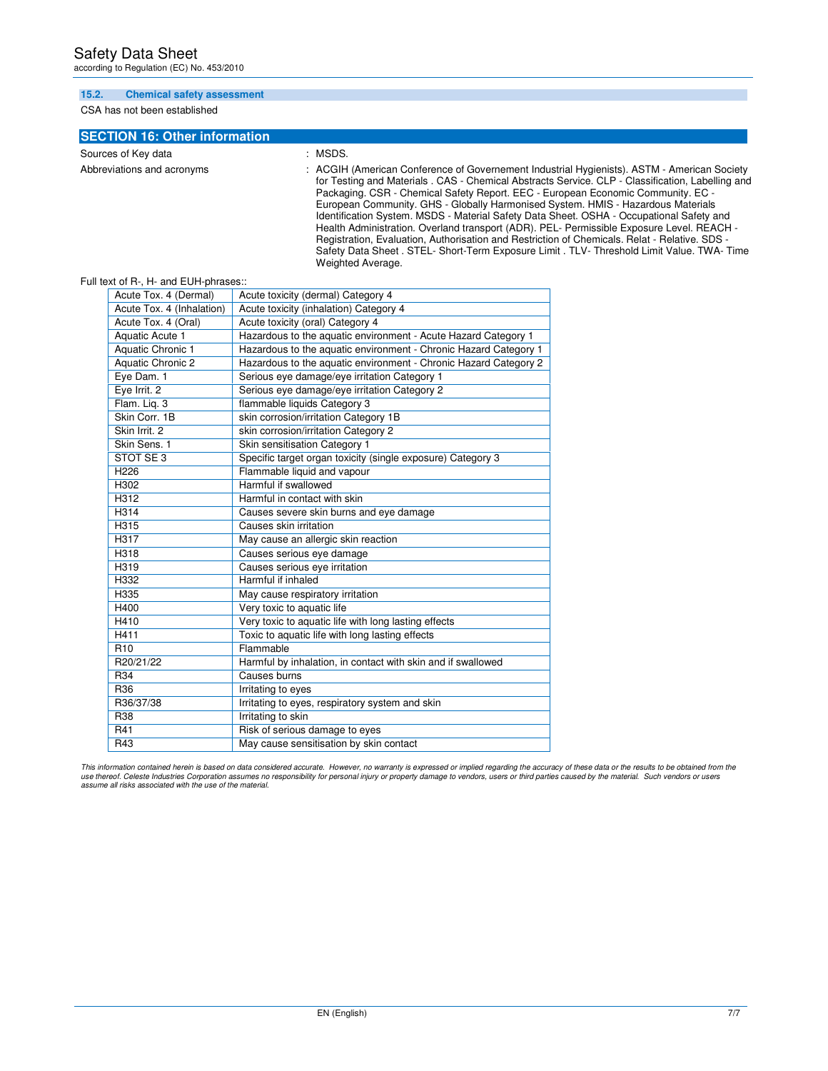### 15.2. Chemical safety assessment

CSA has not been established

## SECTION 16: Other information

Sources of Key data : MSDS.

Abbreviations and acronyms : ACGIH (American Conference of Governement Industrial Hygienists). ASTM - American Society for Testing and Materials . CAS - Chemical Abstracts Service. CLP - Classification, Labelling and Packaging. CSR - Chemical Safety Report. EEC - European Economic Community. EC - European Community. GHS - Globally Harmonised System. HMIS - Hazardous Materials Identification System. MSDS - Material Safety Data Sheet. OSHA - Occupational Safety and Health Administration. Overland transport (ADR). PEL- Permissible Exposure Level. REACH - Registration, Evaluation, Authorisation and Restriction of Chemicals. Relat - Relative. SDS - Safety Data Sheet . STEL- Short-Term Exposure Limit . TLV- Threshold Limit Value. TWA- Time Weighted Average.

Full text of R-, H- and EUH-phrases::

| | |
|---|---|
| Acute Tox. 4 (Dermal) | Acute toxicity (dermal) Category 4 |
| Acute Tox. 4 (Inhalation) | Acute toxicity (inhalation) Category 4 |
| Acute Tox. 4 (Oral) | Acute toxicity (oral) Category 4 |
| Aquatic Acute 1 | Hazardous to the aquatic environment - Acute Hazard Category 1 |
| Aquatic Chronic 1 | Hazardous to the aquatic environment - Chronic Hazard Category 1 |
| Aquatic Chronic 2 | Hazardous to the aquatic environment - Chronic Hazard Category 2 |
| Eye Dam. 1 | Serious eye damage/eye irritation Category 1 |
| Eye Irrit. 2 | Serious eye damage/eye irritation Category 2 |
| Flam. Liq. 3 | flammable liquids Category 3 |
| Skin Corr. 1B | skin corrosion/irritation Category 1B |
| Skin Irrit. 2 | skin corrosion/irritation Category 2 |
| Skin Sens. 1 | Skin sensitisation Category 1 |
| STOT SE 3 | Specific target organ toxicity (single exposure) Category 3 |
| H226 | Flammable liquid and vapour |
| H302 | Harmful if swallowed |
| H312 | Harmful in contact with skin |
| H314 | Causes severe skin burns and eye damage |
| H315 | Causes skin irritation |
| H317 | May cause an allergic skin reaction |
| H318 | Causes serious eye damage |
| H319 | Causes serious eye irritation |
| H332 | Harmful if inhaled |
| H335 | May cause respiratory irritation |
| H400 | Very toxic to aquatic life |
| H410 | Very toxic to aquatic life with long lasting effects |
| H411 | Toxic to aquatic life with long lasting effects |
| R10 | Flammable |
| R20/21/22 | Harmful by inhalation, in contact with skin and if swallowed |
| R34 | Causes burns |
| R36 | Irritating to eyes |
| R36/37/38 | Irritating to eyes, respiratory system and skin |
| R38 | Irritating to skin |
| R41 | Risk of serious damage to eyes |
| R43 | May cause sensitisation by skin contact |

*This information contained herein is based on data considered accurate. However, no warranty is expressed or implied regarding the accuracy of these data or the results to be obtained from the use thereof. Celeste Industries Corporation assumes no responsibility for personal injury or property damage to vendors, users or third parties caused by the material. Such vendors or users assume all risks associated with the use of the material.*